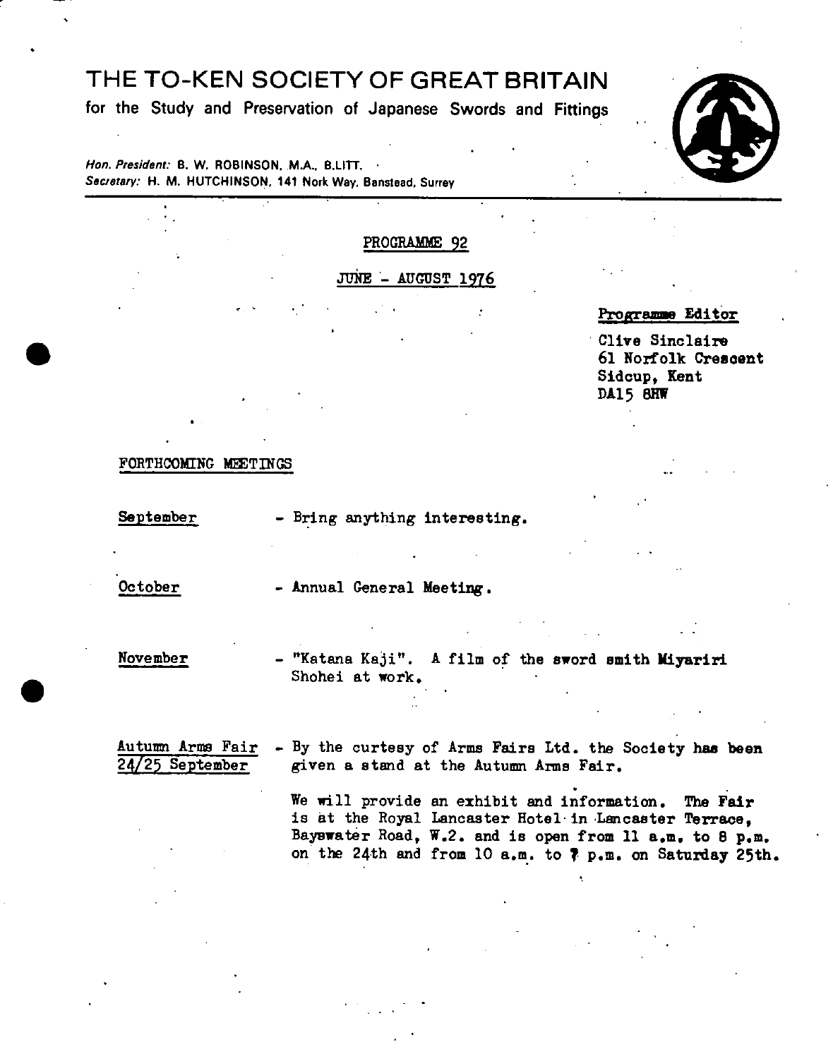# THE TO-KEN SOCIETY OF GREAT BRITAIN

for the Study and Preservation of Japanese Swords and Fittings

*Hon. President:* B. W. ROBINSON, M.A., B.LITT.
*Secretary:* H. M. HUTCHINSON, 141 Nork Way, Banstead, Surrey

## PROGRAMME 92

## JUNE - AUGUST 1976

**Programme Editor**

Clive Sinclaire
61 Norfolk Crescent
Sidcup, Kent
DA15 8HW

### FORTHCOMING MEETINGS

September - Bring anything interesting.

October - Annual General Meeting.

November - "Katana Kaji". A film of the sword smith Miyariri Shohei at work.

Autumn Arms Fair 24/25 September - By the curtesy of Arms Fairs Ltd. the Society has been given a stand at the Autumn Arms Fair.

We will provide an exhibit and information. The Fair is at the Royal Lancaster Hotel in Lancaster Terrace, Bayswater Road, W.2. and is open from 11 a.m. to 8 p.m. on the 24th and from 10 a.m. to 7 p.m. on Saturday 25th.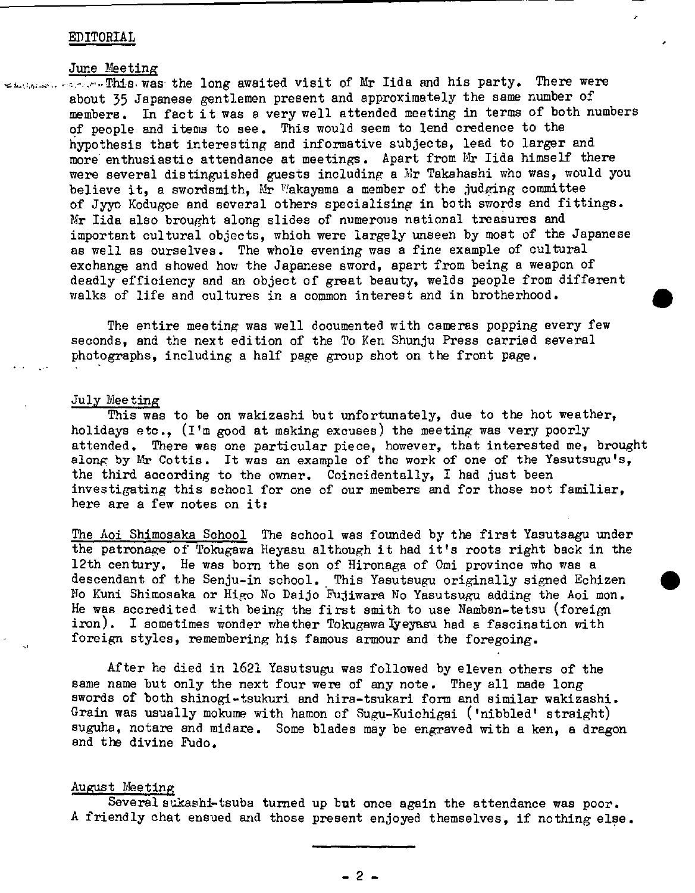## EDITORIAL

### June Meeting

This was the long awaited visit of Mr Iida and his party. There were about 35 Japanese gentlemen present and approximately the same number of members. In fact it was a very well attended meeting in terms of both numbers of people and items to see. This would seem to lend credence to the hypothesis that interesting and informative subjects, lead to larger and more enthusiastic attendance at meetings. Apart from Mr Iida himself there were several distinguished guests including a Mr Takahashi who was, would you believe it, a swordsmith, Mr Wakayama a member of the judging committee of Jyyo Kodugoe and several others specialising in both swords and fittings. Mr Iida also brought along slides of numerous national treasures and important cultural objects, which were largely unseen by most of the Japanese as well as ourselves. The whole evening was a fine example of cultural exchange and showed how the Japanese sword, apart from being a weapon of deadly efficiency and an object of great beauty, welds people from different walks of life and cultures in a common interest and in brotherhood.

The entire meeting was well documented with cameras popping every few seconds, and the next edition of the To Ken Shunju Press carried several photographs, including a half page group shot on the front page.

### July Meeting

This was to be on wakizashi but unfortunately, due to the hot weather, holidays etc., (I'm good at making excuses) the meeting was very poorly attended. There was one particular piece, however, that interested me, brought along by Mr Cottis. It was an example of the work of one of the Yasutsugu's, the third according to the owner. Coincidentally, I had just been investigating this school for one of our members and for those not familiar, here are a few notes on it:

The Aoi Shimosaka School The school was founded by the first Yasutsagu under the patronage of Tokugawa Heyasu although it had it's roots right back in the 12th century. He was born the son of Hironaga of Omi province who was a descendant of the Senju-in school. This Yasutsugu originally signed Echizen No Kuni Shimosaka or Higo No Daijo Fujiwara No Yasutsugu adding the Aoi mon. He was accredited with being the first smith to use Namban-tetsu (foreign iron). I sometimes wonder whether Tokugawa Iyeyasu had a fascination with foreign styles, remembering his famous armour and the foregoing.

After he died in 1621 Yasutsugu was followed by eleven others of the same name but only the next four were of any note. They all made long swords of both shinogi-tsukuri and hira-tsukari form and similar wakizashi. Grain was usually mokume with hamon of Sugu-Kuichigai ('nibbled' straight) suguha, notare and midare. Some blades may be engraved with a ken, a dragon and the divine Fudo.

### August Meeting

Several sukashi-tsuba turned up but once again the attendance was poor. A friendly chat ensued and those present enjoyed themselves, if nothing else.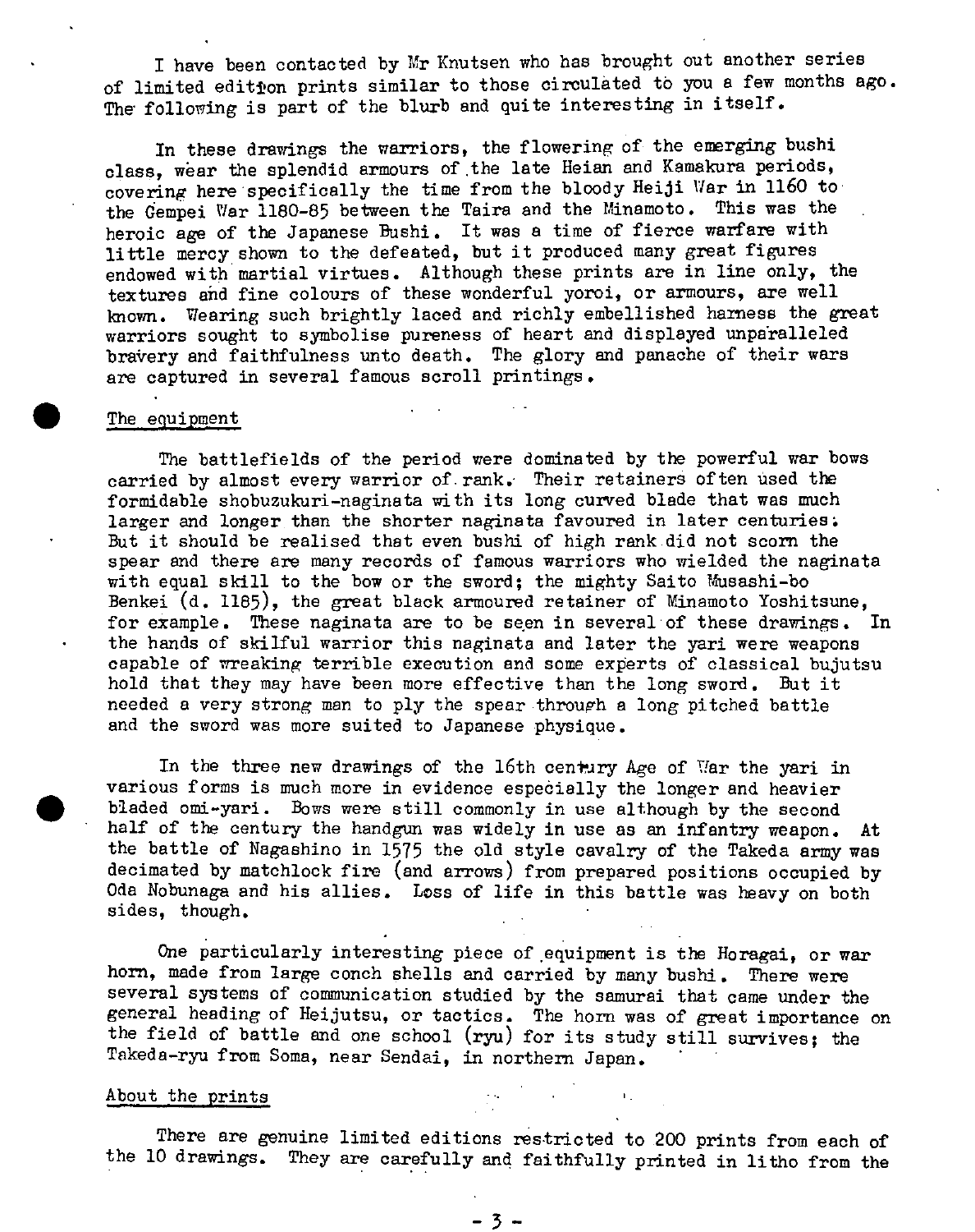I have been contacted by Mr Knutsen who has brought out another series of limited edition prints similar to those circulated to you a few months ago. The following is part of the blurb and quite interesting in itself.

In these drawings the warriors, the flowering of the emerging bushi class, wear the splendid armours of the late Heian and Kamakura periods, covering here specifically the time from the bloody Heiji War in 1160 to the Gempei War 1180-85 between the Taira and the Minamoto. This was the heroic age of the Japanese Bushi. It was a time of fierce warfare with little mercy shown to the defeated, but it produced many great figures endowed with martial virtues. Although these prints are in line only, the textures and fine colours of these wonderful yoroi, or armours, are well known. Wearing such brightly laced and richly embellished harness the great warriors sought to symbolise pureness of heart and displayed unparalleled bravery and faithfulness unto death. The glory and panache of their wars are captured in several famous scroll printings.

## The equipment

The battlefields of the period were dominated by the powerful war bows carried by almost every warrior of rank. Their retainers often used the formidable shobuzukuri-naginata with its long curved blade that was much larger and longer than the shorter naginata favoured in later centuries. But it should be realised that even bushi of high rank did not scorn the spear and there are many records of famous warriors who wielded the naginata with equal skill to the bow or the sword; the mighty Saito Musashi-bo Benkei (d. 1185), the great black armoured retainer of Minamoto Yoshitsune, for example. These naginata are to be seen in several of these drawings. In the hands of skilful warrior this naginata and later the yari were weapons capable of wreaking terrible execution and some experts of classical bujutsu hold that they may have been more effective than the long sword. But it needed a very strong man to ply the spear through a long pitched battle and the sword was more suited to Japanese physique.

In the three new drawings of the 16th century Age of War the yari in various forms is much more in evidence especially the longer and heavier bladed omi-yari. Bows were still commonly in use although by the second half of the century the handgun was widely in use as an infantry weapon. At the battle of Nagashino in 1575 the old style cavalry of the Takeda army was decimated by matchlock fire (and arrows) from prepared positions occupied by Oda Nobunaga and his allies. Loss of life in this battle was heavy on both sides, though.

One particularly interesting piece of equipment is the Horagai, or war horn, made from large conch shells and carried by many bushi. There were several systems of communication studied by the samurai that came under the general heading of Heijutsu, or tactics. The horn was of great importance on the field of battle and one school (ryu) for its study still survives; the Takeda-ryu from Soma, near Sendai, in northern Japan.

## About the prints

There are genuine limited editions restricted to 200 prints from each of the 10 drawings. They are carefully and faithfully printed in litho from the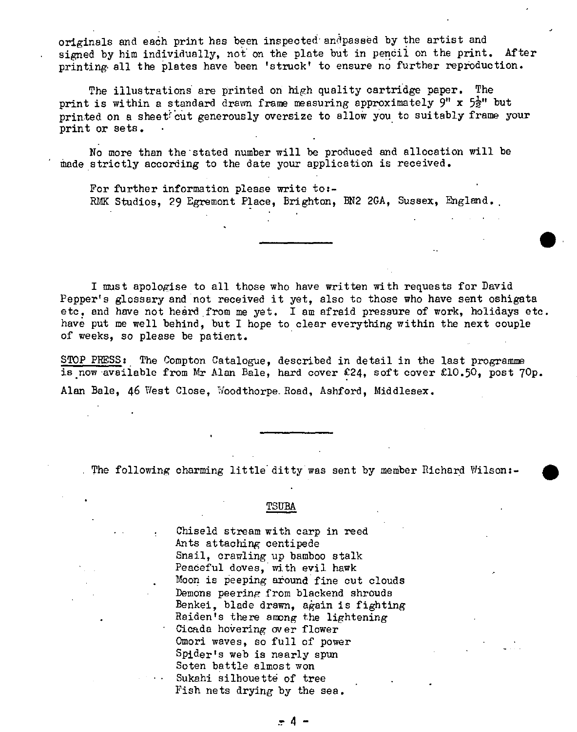originals and each print has been inspected and passed by the artist and signed by him individually, not on the plate but in pencil on the print. After printing all the plates have been 'struck' to ensure no further reproduction.

The illustrations are printed on high quality cartridge paper. The print is within a standard drawn frame measuring approximately 9" x 5½" but printed on a sheet cut generously oversize to allow you to suitably frame your print or sets.

No more than the stated number will be produced and allocation will be made strictly according to the date your application is received.

For further information please write to:-
RMK Studios, 29 Egremont Place, Brighton, BN2 2GA, Sussex, England.

---

I must apologise to all those who have written with requests for David Pepper's glossary and not received it yet, also to those who have sent oshigata etc. and have not heard from me yet. I am afraid pressure of work, holidays etc. have put me well behind, but I hope to clear everything within the next couple of weeks, so please be patient.

STOP PRESS: The Compton Catalogue, described in detail in the last programme is now available from Mr Alan Bale, hard cover £24, soft cover £10.50, post 70p.

Alan Bale, 46 West Close, Woodthorpe Road, Ashford, Middlesex.

---

The following charming little ditty was sent by member Richard Wilson:-

## TSUBA

Chiseld stream with carp in reed  
Ants attaching centipede  
Snail, crawling up bamboo stalk  
Peaceful doves, with evil hawk  
Moon is peeping around fine cut clouds  
Demons peering from blackend shrouds  
Benkei, blade drawn, again is fighting  
Raiden's there among the lightening  
Cicada hovering over flower  
Omori waves, so full of power  
Spider's web is nearly spun  
Soten battle almost won  
Sukahi silhouette of tree  
Fish nets drying by the sea.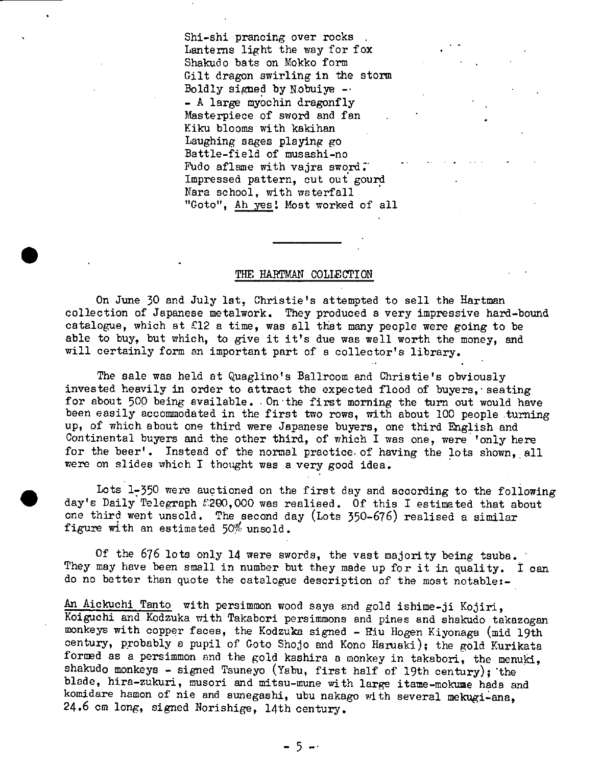Shi-shi prancing over rocks .
Lanterns light the way for fox
Shakudo bats on Mokko form
Gilt dragon swirling in the storm
Boldly signed by Nobuiye -
- A large myochin dragonfly
Masterpiece of sword and fan
Kiku blooms with kakihan
Laughing sages playing go
Battle-field of musashi-no
Fudo aflame with vajra sword:
Impressed pattern, cut out gourd
Nara school, with waterfall
"Goto", Ah yes! Most worked of all

---

## THE HARTMAN COLLECTION

On June 30 and July 1st, Christie's attempted to sell the Hartman collection of Japanese metalwork. They produced a very impressive hard-bound catalogue, which at £12 a time, was all that many people were going to be able to buy, but which, to give it it's due was well worth the money, and will certainly form an important part of a collector's library.

The sale was held at Quaglino's Ballroom and Christie's obviously invested heavily in order to attract the expected flood of buyers, seating for about 500 being available. On the first morning the turn out would have been easily accommodated in the first two rows, with about 100 people turning up, of which about one third were Japanese buyers, one third English and Continental buyers and the other third, of which I was one, were 'only here for the beer'. Instead of the normal practice of having the lots shown, all were on slides which I thought was a very good idea.

Lots 1-350 were auctioned on the first day and according to the following day's Daily Telegraph £200,000 was realised. Of this I estimated that about one third went unsold. The second day (Lots 350-676) realised a similar figure with an estimated 50% unsold.

Of the 676 lots only 14 were swords, the vast majority being tsuba. They may have been small in number but they made up for it in quality. I can do no better than quote the catalogue description of the most notable:-

An Aickuchi Tanto with persimmon wood saya and gold ishime-ji Kojiri, Koiguchi and Kodzuka with Takabori persimmons and pines and shakudo takazogan monkeys with copper faces, the Kodzuka signed - Riu Hogen Kiyonaga (mid 19th century, probably a pupil of Goto Shojo and Kono Haruaki); the gold Kurikata formed as a persimmon and the gold kashira a monkey in takabori, the menuki, shakudo monkeys - signed Tsuneyo (Yabu, first half of 19th century); the blade, hira-zukuri, musori and mitsu-mune with large itame-mokume hada and komidare hamon of nie and sunegashi, ubu nakago with several mekugi-ana, 24.6 cm long, signed Norishige, 14th century.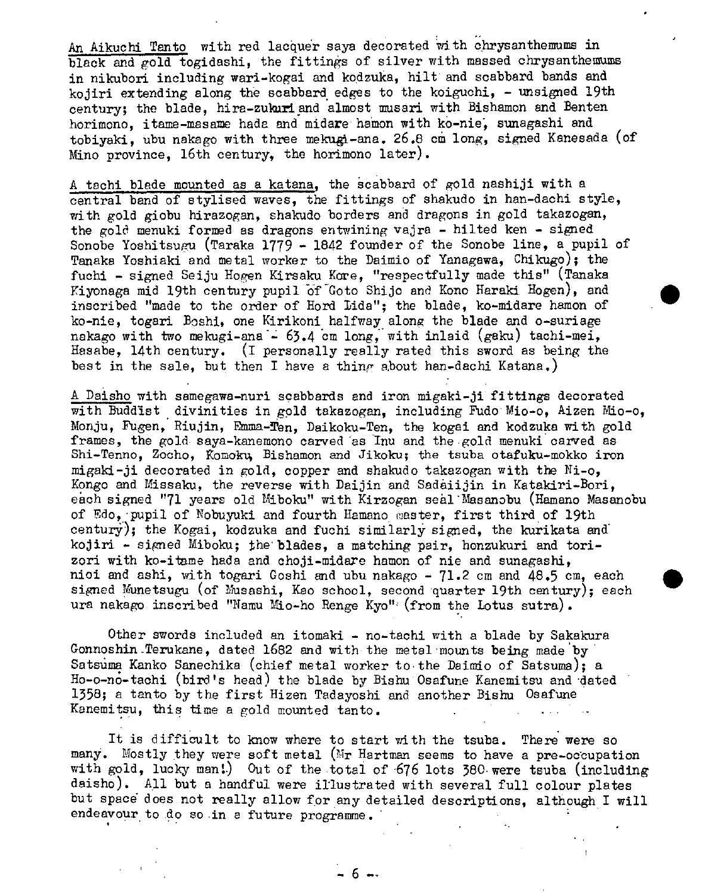<u>An Aikuchi Tanto</u> with red lacquer saya decorated with chrysanthemums in black and gold togidashi, the fittings of silver with massed chrysanthemums in nikubori including wari-kogai and kodzuka, hilt and scabbard bands and kojiri extending along the scabbard edges to the koiguchi, - unsigned 19th century; the blade, hira-zukuri and almost musari with Bishamon and Benten horimono, itame-masame hada and midare hamon with ko-nie, sunagashi and tobiyaki, ubu nakago with three mekugi-ana. 26.8 cm long, signed Kanesada (of Mino province, 16th century, the horimono later).

<u>A tachi blade mounted as a katana</u>, the scabbard of gold nashiji with a central band of stylised waves, the fittings of shakudo in han-dachi style, with gold giobu hirazogan, shakudo borders and dragons in gold takazogan, the gold menuki formed as dragons entwining vajra - hilted ken - signed Sonobe Yoshitsugu (Taraka 1779 - 1842 founder of the Sonobe line, a pupil of Tanaka Yoshiaki and metal worker to the Daimio of Yanagawa, Chikugo); the fuchi - signed Seiju Hogen Kirsaku Kore, "respectfully made this" (Tanaka Kiyonaga mid 19th century pupil of Goto Shijo and Kono Haraki Hogen), and inscribed "made to the order of Hord Iida"; the blade, ko-midare hamon of ko-nie, togari Boshi, one Kirikoni halfway along the blade and o-suriage nakago with two mekugi-ana - 63.4 cm long, with inlaid (gaku) tachi-mei, Hasabe, 14th century. (I personally really rated this sword as being the best in the sale, but then I have a thing about han-dachi Katana.)

<u>A Daisho</u> with samegawa-nuri scabbards and iron migaki-ji fittings decorated with Buddist divinities in gold takazogan, including Fudo Mio-o, Aizen Mio-o, Monju, Fugen, Riujin, Emma-Ten, Daikoku-Ten, the kogai and kodzuka with gold frames, the gold saya-kanemono carved as Inu and the gold menuki carved as Shi-Tenno, Zocho, Komoku, Bishamon and Jikoku; the tsuba otafuku-mokko iron migaki-ji decorated in gold, copper and shakudo takazogan with the Ni-o, Kongo and Missaku, the reverse with Daijin and Sadaiijin in Katakiri-Bori, each signed "71 years old Miboku" with Kirzogan seal Masanobu (Hamano Masanobu of Edo, pupil of Nobuyuki and fourth Hamano master, first third of 19th century); the Kogai, kodzuka and fuchi similarly signed, the kurikata and kojiri - signed Miboku; the blades, a matching pair, honzukuri and tori-zori with ko-itame hada and choji-midare hamon of nie and sunagashi, nioi and ashi, with togari Goshi and ubu nakago - 71.2 cm and 48.5 cm, each signed Munetsugu (of Musashi, Kao school, second quarter 19th century); each ura nakago inscribed "Namu Mio-ho Renge Kyo" (from the Lotus sutra).

Other swords included an itomaki - no-tachi with a blade by Sakakura Gonnoshin Terukane, dated 1682 and with the metal mounts being made by Satsuma Kanko Sanechika (chief metal worker to the Daimio of Satsuma); a Ho-o-no-tachi (bird's head) the blade by Bishu Osafune Kanemitsu and dated 1358; a tanto by the first Hizen Tadayoshi and another Bishu Osafune Kanemitsu, this time a gold mounted tanto.

It is difficult to know where to start with the tsuba. There were so many. Mostly they were soft metal (Mr Hartman seems to have a pre-occupation with gold, lucky man!) Out of the total of 676 lots 380 were tsuba (including daisho). All but a handful were illustrated with several full colour plates but space does not really allow for any detailed descriptions, although I will endeavour to do so in a future programme.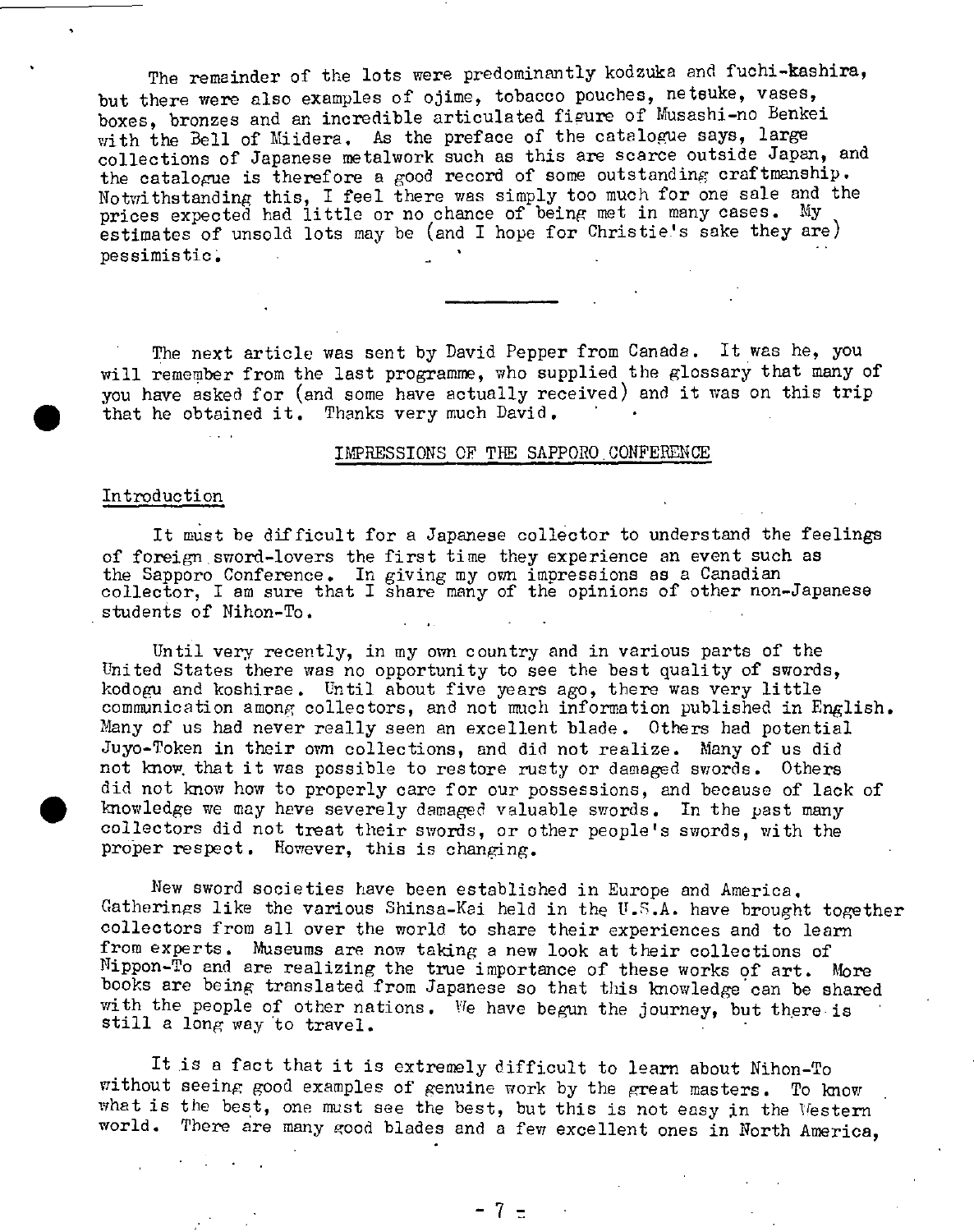The remainder of the lots were predominantly kodzuka and fuchi-kashira, but there were also examples of ojime, tobacco pouches, netsuke, vases, boxes, bronzes and an incredible articulated figure of Musashi-no Benkei with the Bell of Miidera. As the preface of the catalogue says, large collections of Japanese metalwork such as this are scarce outside Japan, and the catalogue is therefore a good record of some outstanding craftmanship. Notwithstanding this, I feel there was simply too much for one sale and the prices expected had little or no chance of being met in many cases. My estimates of unsold lots may be (and I hope for Christie's sake they are) pessimistic.

---

The next article was sent by David Pepper from Canada. It was he, you will remember from the last programme, who supplied the glossary that many of you have asked for (and some have actually received) and it was on this trip that he obtained it. Thanks very much David.

## IMPRESSIONS OF THE SAPPORO CONFERENCE

### Introduction

It must be difficult for a Japanese collector to understand the feelings of foreign sword-lovers the first time they experience an event such as the Sapporo Conference. In giving my own impressions as a Canadian collector, I am sure that I share many of the opinions of other non-Japanese students of Nihon-To.

Until very recently, in my own country and in various parts of the United States there was no opportunity to see the best quality of swords, kodogu and koshirae. Until about five years ago, there was very little communication among collectors, and not much information published in English. Many of us had never really seen an excellent blade. Others had potential Juyo-Token in their own collections, and did not realize. Many of us did not know that it was possible to restore rusty or damaged swords. Others did not know how to properly care for our possessions, and because of lack of knowledge we may have severely damaged valuable swords. In the past many collectors did not treat their swords, or other people's swords, with the proper respect. However, this is changing.

New sword societies have been established in Europe and America. Gatherings like the various Shinsa-Kai held in the U.S.A. have brought together collectors from all over the world to share their experiences and to learn from experts. Museums are now taking a new look at their collections of Nippon-To and are realizing the true importance of these works of art. More books are being translated from Japanese so that this knowledge can be shared with the people of other nations. We have begun the journey, but there is still a long way to travel.

It is a fact that it is extremely difficult to learn about Nihon-To without seeing good examples of genuine work by the great masters. To know what is the best, one must see the best, but this is not easy in the Western world. There are many good blades and a few excellent ones in North America,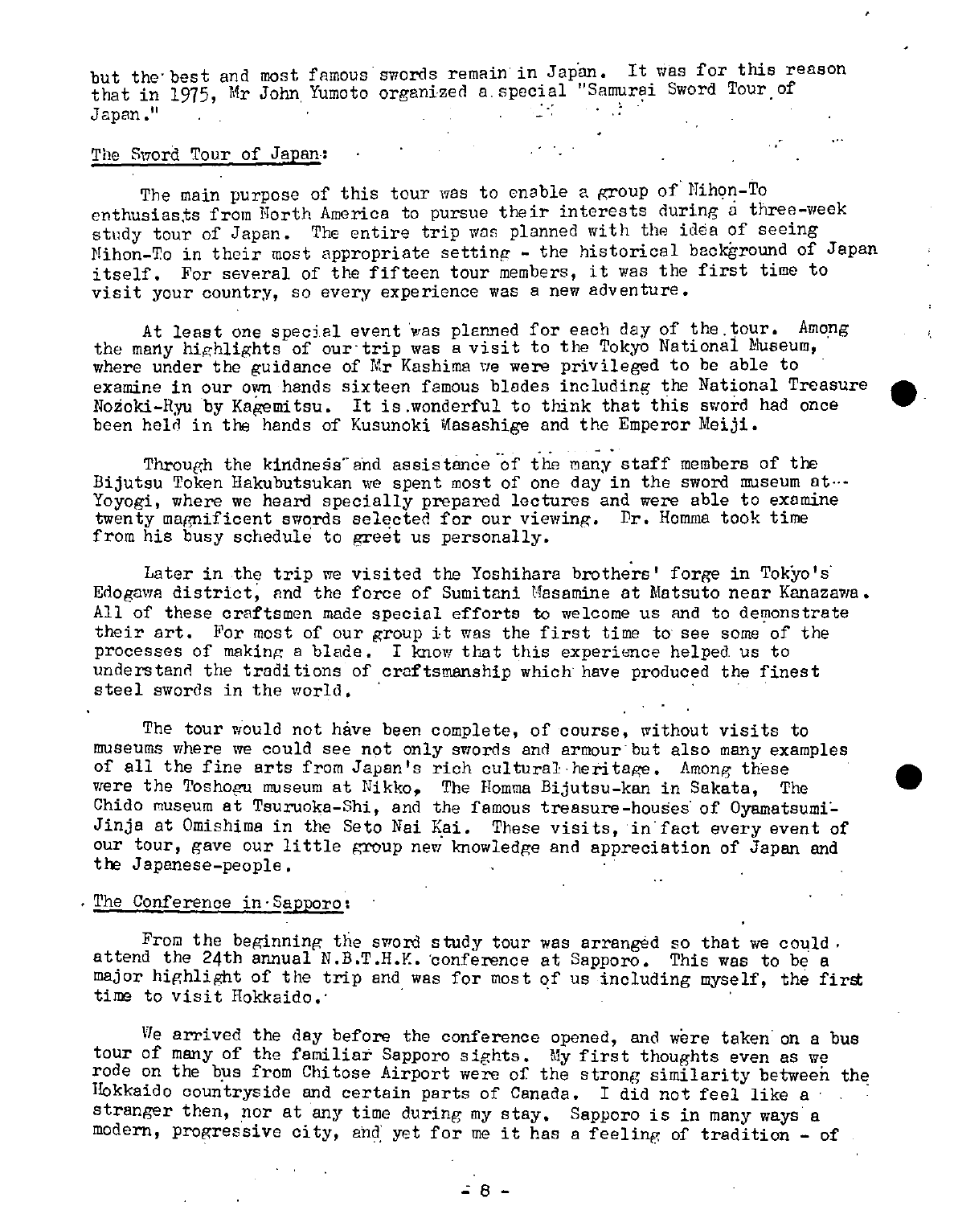but the best and most famous swords remain in Japan. It was for this reason that in 1975, Mr John Yumoto organized a special "Samurai Sword Tour of Japan."

### The Sword Tour of Japan:

The main purpose of this tour was to enable a group of Nihon-To enthusiasts from North America to pursue their interests during a three-week study tour of Japan. The entire trip was planned with the idea of seeing Nihon-To in their most appropriate setting - the historical background of Japan itself. For several of the fifteen tour members, it was the first time to visit your country, so every experience was a new adventure.

At least one special event was planned for each day of the tour. Among the many highlights of our trip was a visit to the Tokyo National Museum, where under the guidance of Mr Kashima we were privileged to be able to examine in our own hands sixteen famous blades including the National Treasure Nozoki-Ryu by Kagemitsu. It is wonderful to think that this sword had once been held in the hands of Kusunoki Masashige and the Emperor Meiji.

Through the kindness and assistance of the many staff members of the Bijutsu Token Hakubutsukan we spent most of one day in the sword museum at Yoyogi, where we heard specially prepared lectures and were able to examine twenty magnificent swords selected for our viewing. Dr. Homma took time from his busy schedule to greet us personally.

Later in the trip we visited the Yoshihara brothers' forge in Tokyo's Edogawa district, and the force of Sumitani Masamine at Matsuto near Kanazawa. All of these craftsmen made special efforts to welcome us and to demonstrate their art. For most of our group it was the first time to see some of the processes of making a blade. I know that this experience helped us to understand the traditions of craftsmanship which have produced the finest steel swords in the world.

The tour would not have been complete, of course, without visits to museums where we could see not only swords and armour but also many examples of all the fine arts from Japan's rich cultural heritage. Among these were the Toshogu museum at Nikko, The Homma Bijutsu-kan in Sakata, The Chido museum at Tsuruoka-Shi, and the famous treasure-houses of Oyamatsumi-Jinja at Omishima in the Seto Nai Kai. These visits, in fact every event of our tour, gave our little group new knowledge and appreciation of Japan and the Japanese-people.

### The Conference in Sapporo:

From the beginning the sword study tour was arranged so that we could attend the 24th annual N.B.T.H.K. conference at Sapporo. This was to be a major highlight of the trip and was for most of us including myself, the first time to visit Hokkaido.

We arrived the day before the conference opened, and were taken on a bus tour of many of the familiar Sapporo sights. My first thoughts even as we rode on the bus from Chitose Airport were of the strong similarity between the Hokkaido countryside and certain parts of Canada. I did not feel like a stranger then, nor at any time during my stay. Sapporo is in many ways a modern, progressive city, and yet for me it has a feeling of tradition - of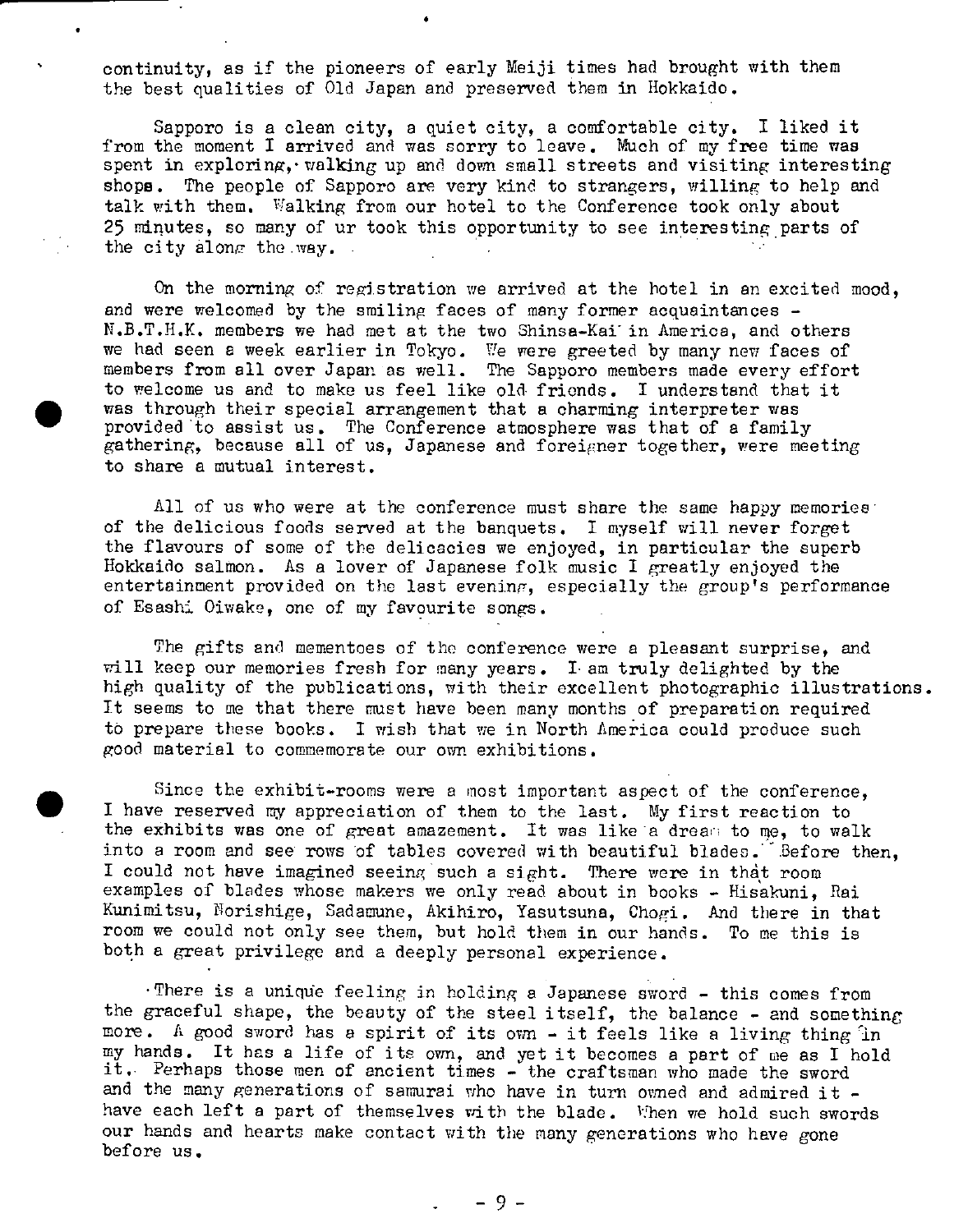continuity, as if the pioneers of early Meiji times had brought with them the best qualities of Old Japan and preserved them in Hokkaido.

Sapporo is a clean city, a quiet city, a comfortable city. I liked it from the moment I arrived and was sorry to leave. Much of my free time was spent in exploring, walking up and down small streets and visiting interesting shops. The people of Sapporo are very kind to strangers, willing to help and talk with them. Walking from our hotel to the Conference took only about 25 minutes, so many of ur took this opportunity to see interesting parts of the city along the way.

On the morning of registration we arrived at the hotel in an excited mood, and were welcomed by the smiling faces of many former acquaintances - N.B.T.H.K. members we had met at the two Shinsa-Kai in America, and others we had seen a week earlier in Tokyo. We were greeted by many new faces of members from all over Japan as well. The Sapporo members made every effort to welcome us and to make us feel like old friends. I understand that it was through their special arrangement that a charming interpreter was provided to assist us. The Conference atmosphere was that of a family gathering, because all of us, Japanese and foreigner together, were meeting to share a mutual interest.

All of us who were at the conference must share the same happy memories of the delicious foods served at the banquets. I myself will never forget the flavours of some of the delicacies we enjoyed, in particular the superb Hokkaido salmon. As a lover of Japanese folk music I greatly enjoyed the entertainment provided on the last evening, especially the group's performance of Esashi Oiwake, one of my favourite songs.

The gifts and mementoes of the conference were a pleasant surprise, and will keep our memories fresh for many years. I am truly delighted by the high quality of the publications, with their excellent photographic illustrations. It seems to me that there must have been many months of preparation required to prepare these books. I wish that we in North America could produce such good material to commemorate our own exhibitions.

Since the exhibit-rooms were a most important aspect of the conference, I have reserved my appreciation of them to the last. My first reaction to the exhibits was one of great amazement. It was like a dream to me, to walk into a room and see rows of tables covered with beautiful blades. Before then, I could not have imagined seeing such a sight. There were in that room examples of blades whose makers we only read about in books - Hisakuni, Rai Kunimitsu, Norishige, Sadamune, Akihiro, Yasutsuna, Chogi. And there in that room we could not only see them, but hold them in our hands. To me this is both a great privilege and a deeply personal experience.

There is a unique feeling in holding a Japanese sword - this comes from the graceful shape, the beauty of the steel itself, the balance - and something more. A good sword has a spirit of its own - it feels like a living thing in my hands. It has a life of its own, and yet it becomes a part of me as I hold it. Perhaps those men of ancient times - the craftsman who made the sword and the many generations of samurai who have in turn owned and admired it - have each left a part of themselves with the blade. When we hold such swords our hands and hearts make contact with the many generations who have gone before us.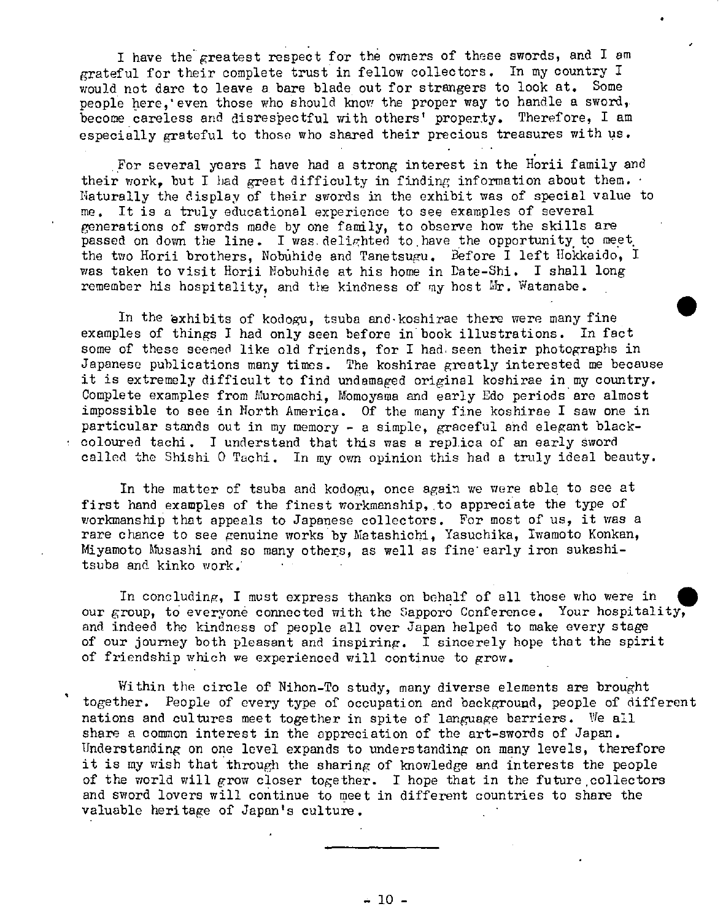I have the greatest respect for the owners of these swords, and I am grateful for their complete trust in fellow collectors. In my country I would not dare to leave a bare blade out for strangers to look at. Some people here, even those who should know the proper way to handle a sword, become careless and disrespectful with others' property. Therefore, I am especially grateful to those who shared their precious treasures with us.

For several years I have had a strong interest in the Horii family and their work, but I had great difficulty in finding information about them. Naturally the display of their swords in the exhibit was of special value to me. It is a truly educational experience to see examples of several generations of swords made by one family, to observe how the skills are passed on down the line. I was delighted to have the opportunity to meet the two Horii brothers, Nobuhide and Tanetsugu. Before I left Hokkaido, I was taken to visit Horii Nobuhide at his home in Date-Shi. I shall long remember his hospitality, and the kindness of my host Mr. Watanabe.

In the exhibits of kodogu, tsuba and koshirae there were many fine examples of things I had only seen before in book illustrations. In fact some of these seemed like old friends, for I had seen their photographs in Japanese publications many times. The koshirae greatly interested me because it is extremely difficult to find undamaged original koshirae in my country. Complete examples from Muromachi, Momoyama and early Edo periods are almost impossible to see in North America. Of the many fine koshirae I saw one in particular stands out in my memory - a simple, graceful and elegant black-coloured tachi. I understand that this was a replica of an early sword called the Shishi O Tachi. In my own opinion this had a truly ideal beauty.

In the matter of tsuba and kodogu, once again we were able to see at first hand examples of the finest workmanship, to appreciate the type of workmanship that appeals to Japanese collectors. For most of us, it was a rare chance to see genuine works by Matashichi, Yasuchika, Iwamoto Konkan, Miyamoto Musashi and so many others, as well as fine early iron sukashi-tsuba and kinko work.

In concluding, I must express thanks on behalf of all those who were in our group, to everyone connected with the Sapporo Conference. Your hospitality, and indeed the kindness of people all over Japan helped to make every stage of our journey both pleasant and inspiring. I sincerely hope that the spirit of friendship which we experienced will continue to grow.

Within the circle of Nihon-To study, many diverse elements are brought together. People of every type of occupation and background, people of different nations and cultures meet together in spite of language barriers. We all share a common interest in the appreciation of the art-swords of Japan. Understanding on one level expands to understanding on many levels, therefore it is my wish that through the sharing of knowledge and interests the people of the world will grow closer together. I hope that in the future collectors and sword lovers will continue to meet in different countries to share the valuable heritage of Japan's culture.

---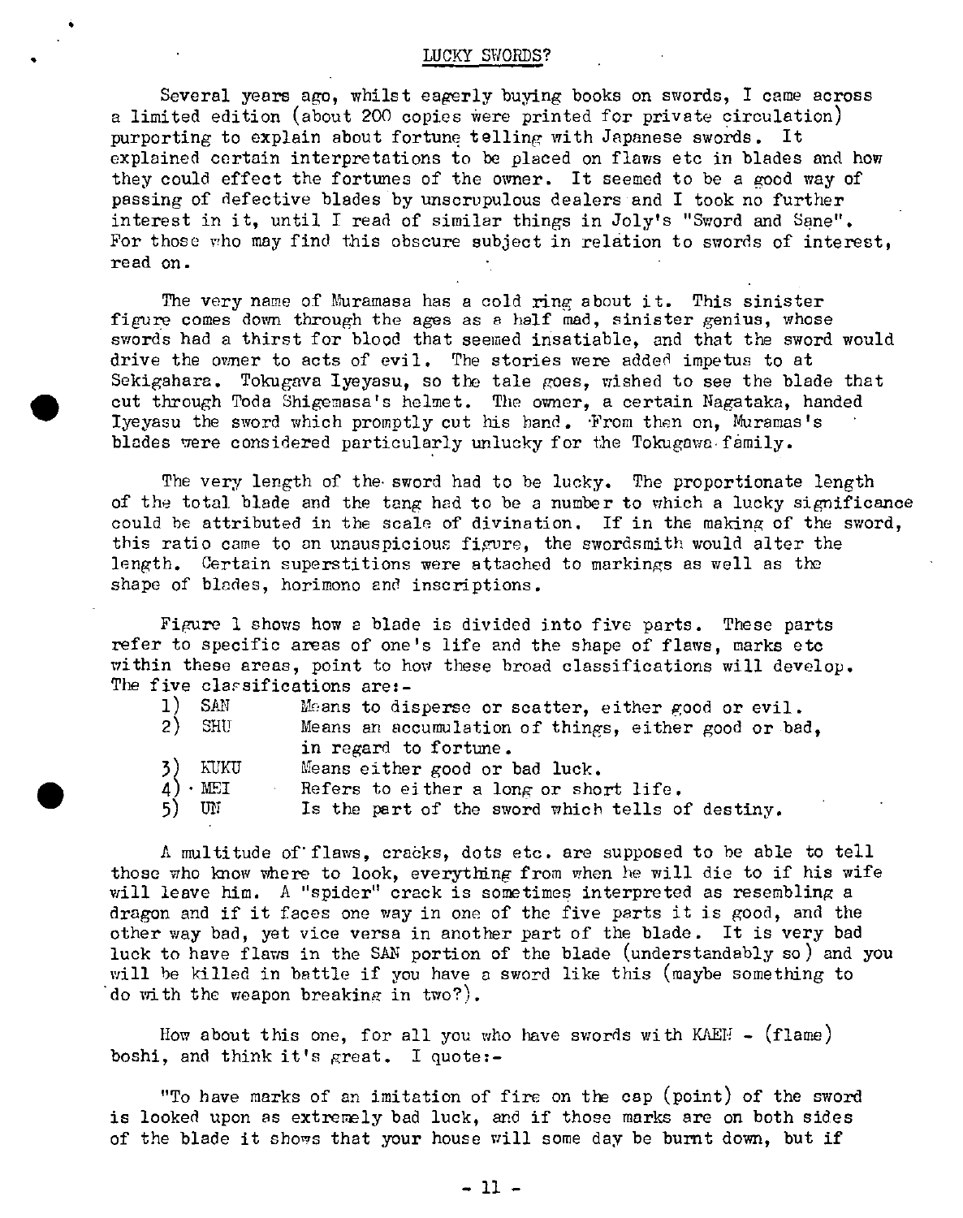## LUCKY SWORDS?

Several years ago, whilst eagerly buying books on swords, I came across a limited edition (about 200 copies were printed for private circulation) purporting to explain about fortune telling with Japanese swords. It explained certain interpretations to be placed on flaws etc in blades and how they could effect the fortunes of the owner. It seemed to be a good way of passing of defective blades by unscrupulous dealers and I took no further interest in it, until I read of similar things in Joly's "Sword and Sane". For those who may find this obscure subject in relation to swords of interest, read on.

The very name of Muramasa has a cold ring about it. This sinister figure comes down through the ages as a half mad, sinister genius, whose swords had a thirst for blood that seemed insatiable, and that the sword would drive the owner to acts of evil. The stories were added impetus to at Sekigahara. Tokugava Iyeyasu, so the tale goes, wished to see the blade that cut through Toda Shigemasa's helmet. The owner, a certain Nagataka, handed Iyeyasu the sword which promptly cut his hand. From then on, Muramas's blades were considered particularly unlucky for the Tokugawa family.

The very length of the sword had to be lucky. The proportionate length of the total blade and the tang had to be a number to which a lucky significance could be attributed in the scale of divination. If in the making of the sword, this ratio came to an unauspicious figure, the swordsmith would alter the length. Certain superstitions were attached to markings as well as the shape of blades, horimono and inscriptions.

Figure 1 shows how a blade is divided into five parts. These parts refer to specific areas of one's life and the shape of flaws, marks etc within these areas, point to how these broad classifications will develop. The five classifications are:-

1) SAN — Means to disperse or scatter, either good or evil.
2) SHU — Means an accumulation of things, either good or bad, in regard to fortune.
3) KUKU — Means either good or bad luck.
4) MEI — Refers to either a long or short life.
5) UN — Is the part of the sword which tells of destiny.

A multitude of flaws, cracks, dots etc. are supposed to be able to tell those who know where to look, everything from when he will die to if his wife will leave him. A "spider" crack is sometimes interpreted as resembling a dragon and if it faces one way in one of the five parts it is good, and the other way bad, yet vice versa in another part of the blade. It is very bad luck to have flaws in the SAN portion of the blade (understandably so) and you will be killed in battle if you have a sword like this (maybe something to do with the weapon breaking in two?).

How about this one, for all you who have swords with KAEN - (flame) boshi, and think it's great. I quote:-

"To have marks of an imitation of fire on the cap (point) of the sword is looked upon as extremely bad luck, and if those marks are on both sides of the blade it shows that your house will some day be burnt down, but if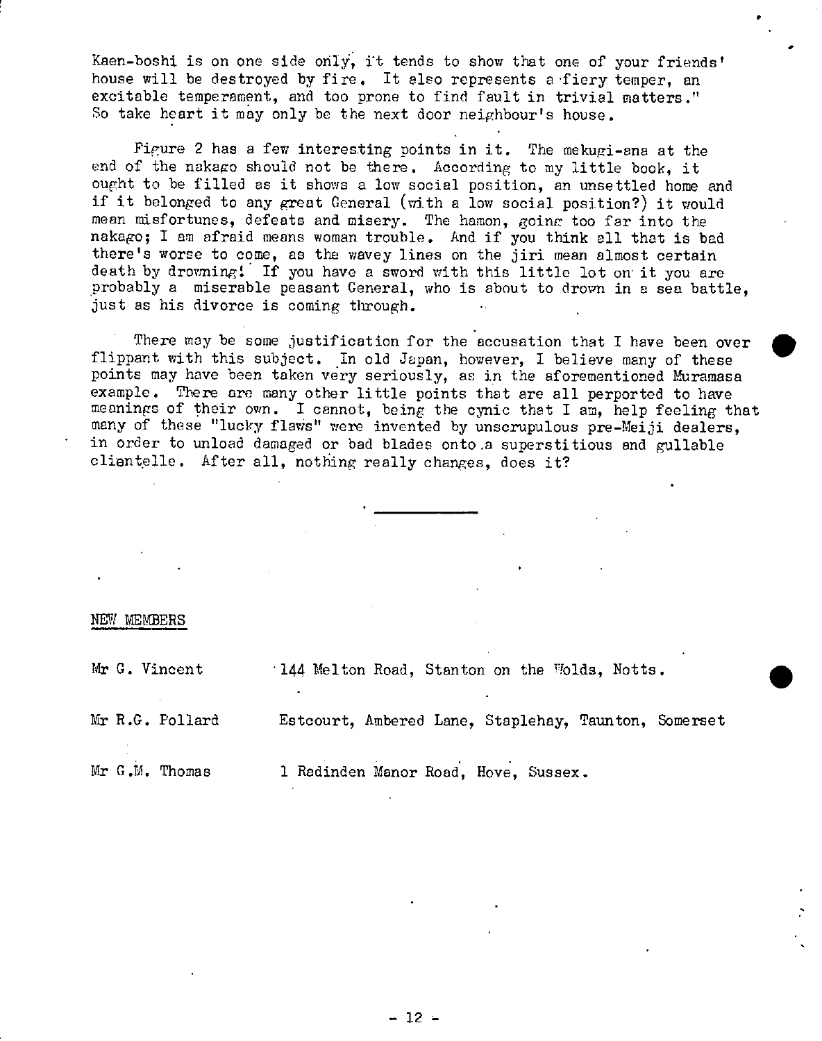Kaen-boshi is on one side only, it tends to show that one of your friends' house will be destroyed by fire. It also represents a fiery temper, an excitable temperament, and too prone to find fault in trivial matters." So take heart it may only be the next door neighbour's house.

Figure 2 has a few interesting points in it. The mekugi-ana at the end of the nakago should not be there. According to my little book, it ought to be filled as it shows a low social position, an unsettled home and if it belonged to any great General (with a low social position?) it would mean misfortunes, defeats and misery. The hamon, going too far into the nakago; I am afraid means woman trouble. And if you think all that is bad there's worse to come, as the wavey lines on the jiri mean almost certain death by drowning! If you have a sword with this little lot on it you are probably a miserable peasant General, who is about to drown in a sea battle, just as his divorce is coming through.

There may be some justification for the accusation that I have been over flippant with this subject. In old Japan, however, I believe many of these points may have been taken very seriously, as in the aforementioned Muramasa example. There are many other little points that are all perported to have meanings of their own. I cannot, being the cynic that I am, help feeling that many of these "lucky flaws" were invented by unscrupulous pre-Meiji dealers, in order to unload damaged or bad blades onto a superstitious and gullable clientelle. After all, nothing really changes, does it?

---

## NEW MEMBERS

| | |
|---|---|
| Mr G. Vincent | 144 Melton Road, Stanton on the Wolds, Notts. |
| Mr R.G. Pollard | Estcourt, Ambered Lane, Staplehay, Taunton, Somerset |
| Mr G.M. Thomas | 1 Radinden Manor Road, Hove, Sussex. |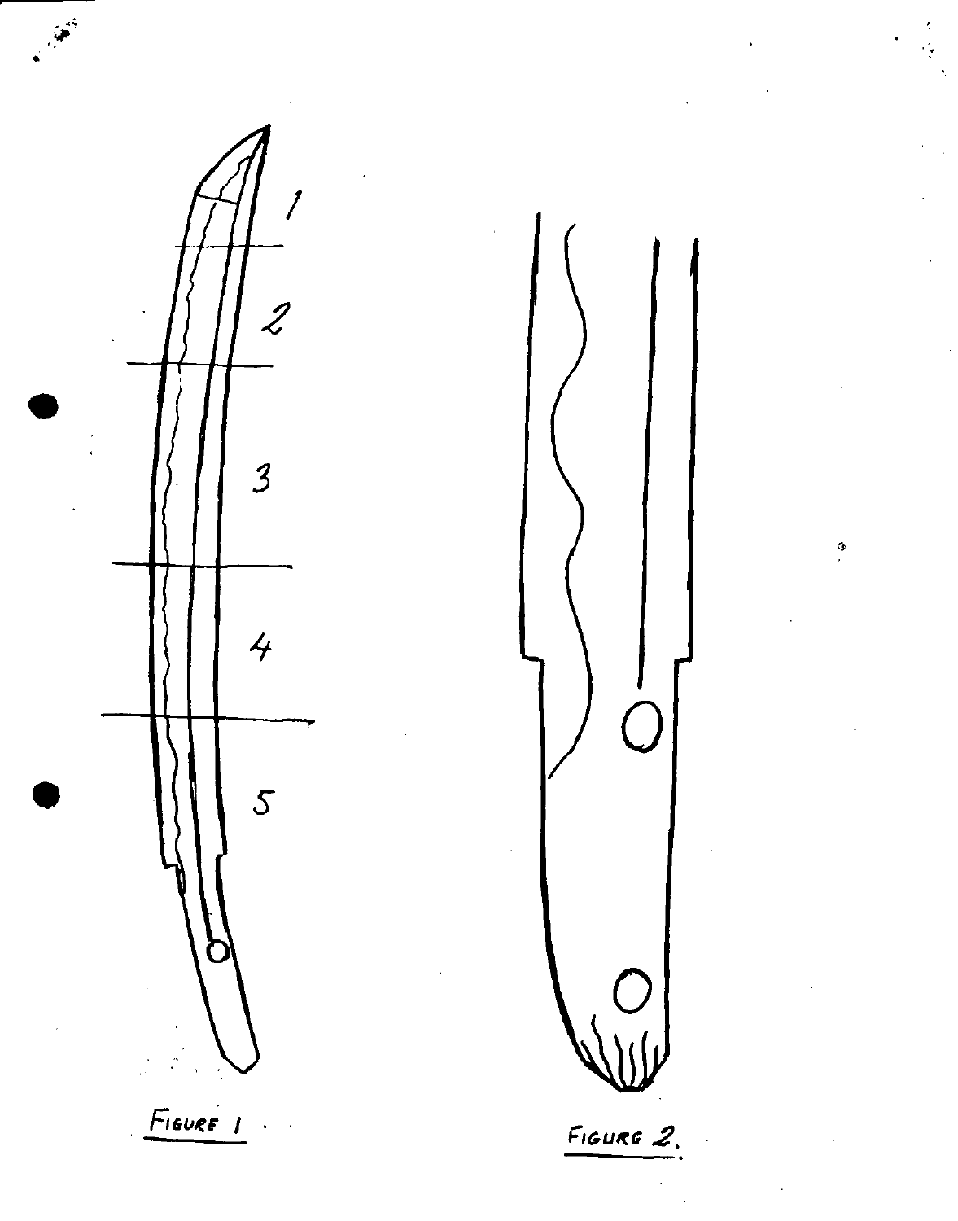1

2

3

4

5

FIGURE 1

FIGURG 2.